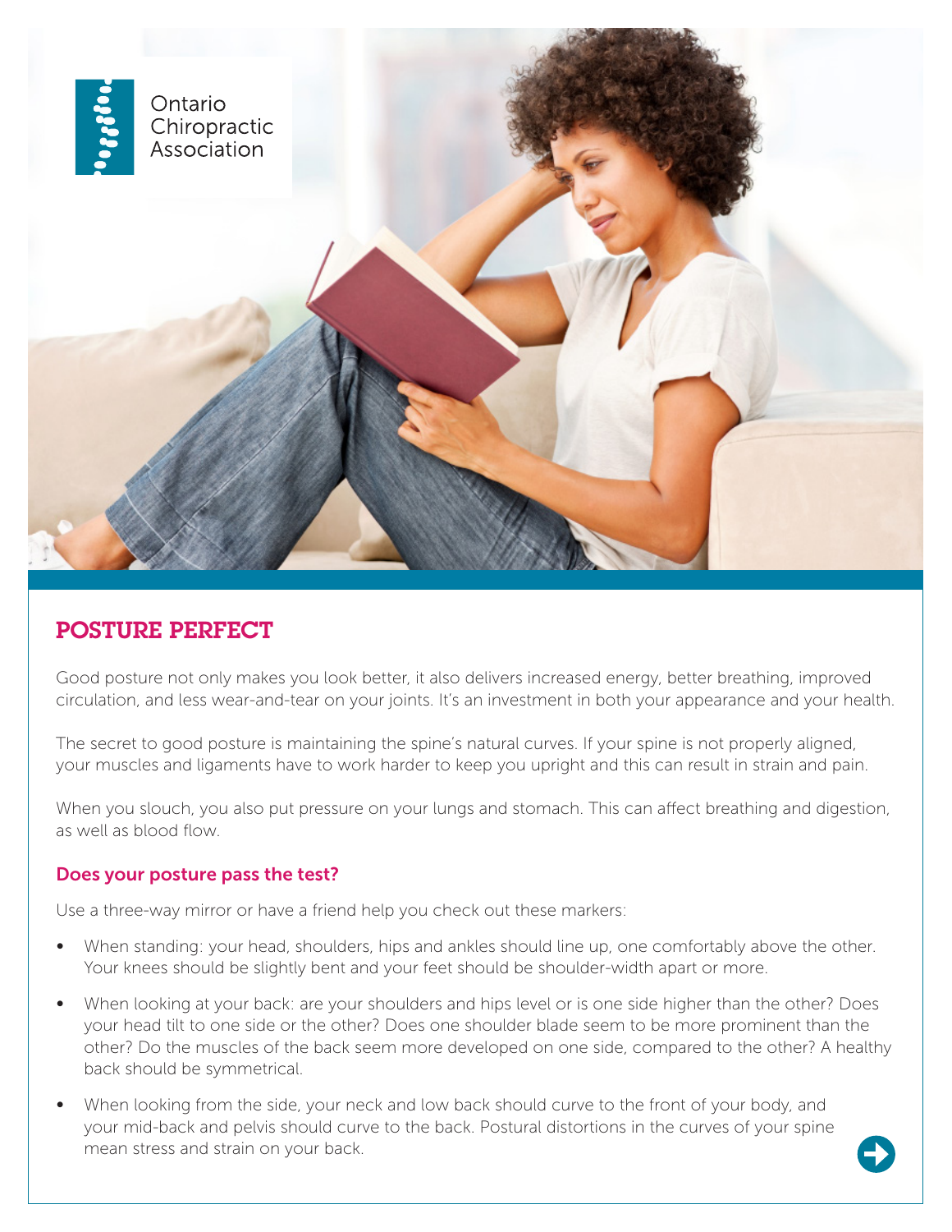Ontario Chiropractic Association

# POSTURE PERFECT

Good posture not only makes you look better, it also delivers increased energy, better breathing, improved circulation, and less wear-and-tear on your joints. It's an investment in both your appearance and your health.

The secret to good posture is maintaining the spine's natural curves. If your spine is not properly aligned, your muscles and ligaments have to work harder to keep you upright and this can result in strain and pain.

When you slouch, you also put pressure on your lungs and stomach. This can affect breathing and digestion, as well as blood flow.

## Does your posture pass the test?

Use a three-way mirror or have a friend help you check out these markers:

- When standing: your head, shoulders, hips and ankles should line up, one comfortably above the other. Your knees should be slightly bent and your feet should be shoulder-width apart or more.
- When looking at your back: are your shoulders and hips level or is one side higher than the other? Does your head tilt to one side or the other? Does one shoulder blade seem to be more prominent than the other? Do the muscles of the back seem more developed on one side, compared to the other? A healthy back should be symmetrical.
- When looking from the side, your neck and low back should curve to the front of your body, and your mid-back and pelvis should curve to the back. Postural distortions in the curves of your spine mean stress and strain on your back.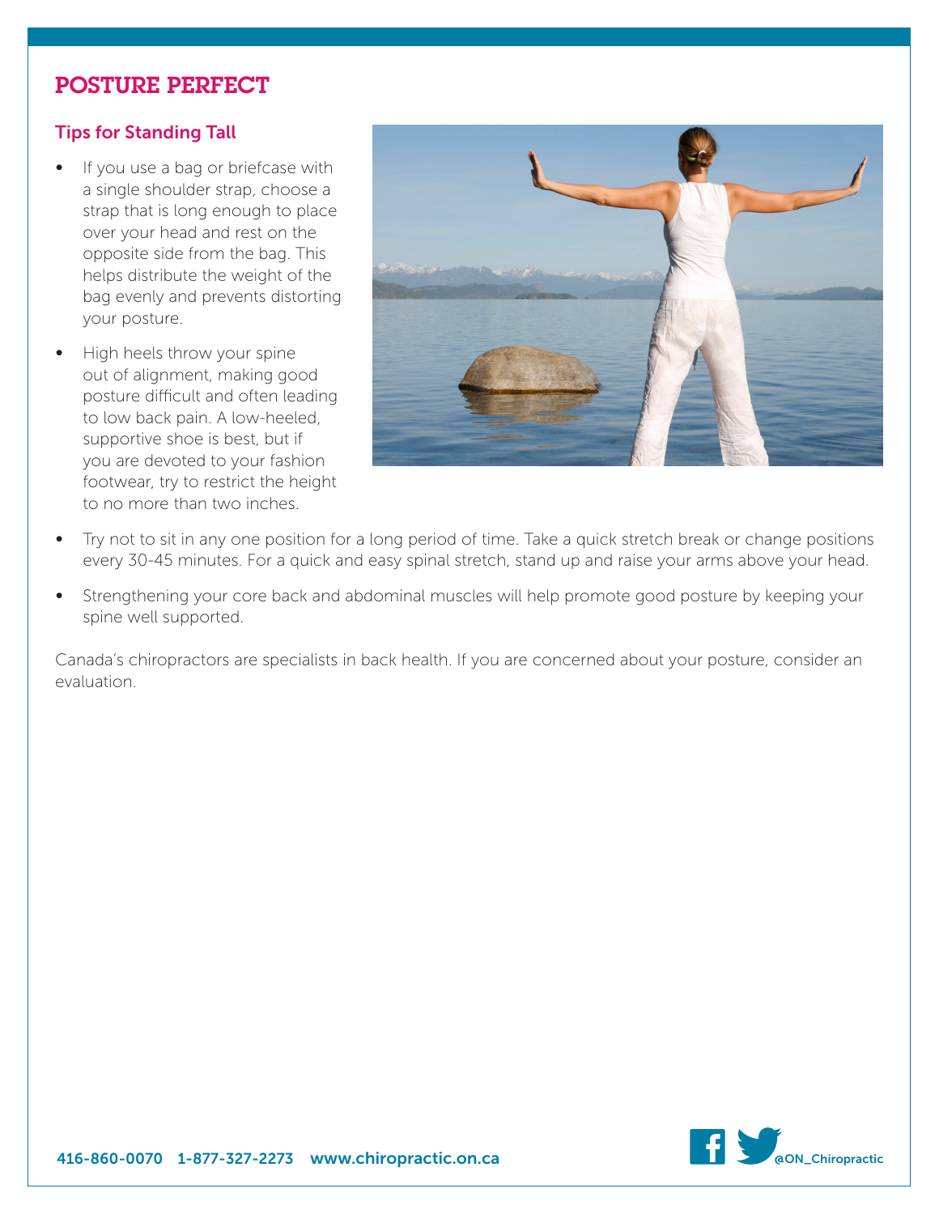# POSTURE PERFECT

## Tips for Standing Tall

- If you use a bag or briefcase with a single shoulder strap, choose a strap that is long enough to place over your head and rest on the opposite side from the bag. This helps distribute the weight of the bag evenly and prevents distorting your posture.
- High heels throw your spine out of alignment, making good posture difficult and often leading to low back pain. A low-heeled, supportive shoe is best, but if you are devoted to your fashion footwear, try to restrict the height to no more than two inches.
- Try not to sit in any one position for a long period of time. Take a quick stretch break or change positions every 30-45 minutes. For a quick and easy spinal stretch, stand up and raise your arms above your head.
- Strengthening your core back and abdominal muscles will help promote good posture by keeping your spine well supported.

Canada's chiropractors are specialists in back health. If you are concerned about your posture, consider an evaluation.